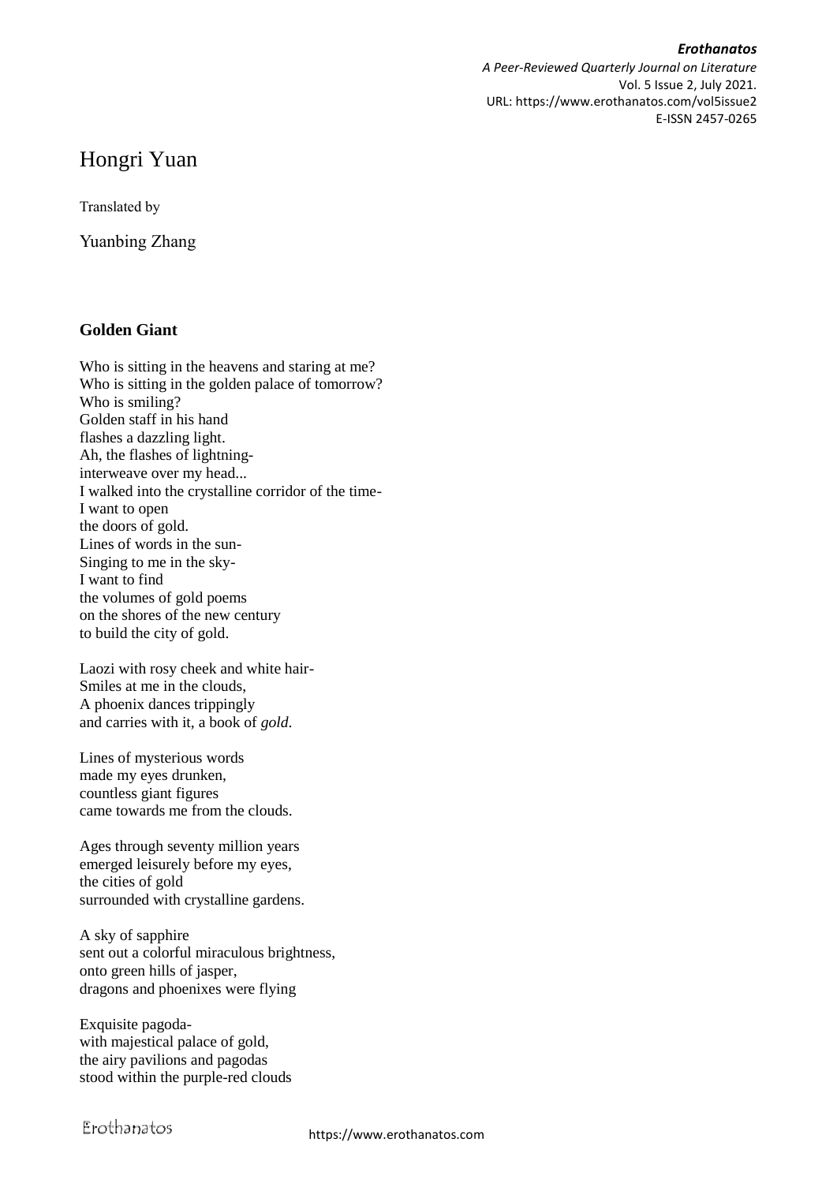# Hongri Yuan

Translated by

Yuanbing Zhang

### Golden Giant

Who is sitting in the heavens and staring at me?
Who is sitting in the golden palace of tomorrow?
Who is smiling?
Golden staff in his hand
flashes a dazzling light.
Ah, the flashes of lightning-
interweave over my head...
I walked into the crystalline corridor of the time-
I want to open
the doors of gold.
Lines of words in the sun-
Singing to me in the sky-
I want to find
the volumes of gold poems
on the shores of the new century
to build the city of gold.

Laozi with rosy cheek and white hair-
Smiles at me in the clouds,
A phoenix dances trippingly
and carries with it, a book of *gold*.

Lines of mysterious words
made my eyes drunken,
countless giant figures
came towards me from the clouds.

Ages through seventy million years
emerged leisurely before my eyes,
the cities of gold
surrounded with crystalline gardens.

A sky of sapphire
sent out a colorful miraculous brightness,
onto green hills of jasper,
dragons and phoenixes were flying

Exquisite pagoda-
with majestical palace of gold,
the airy pavilions and pagodas
stood within the purple-red clouds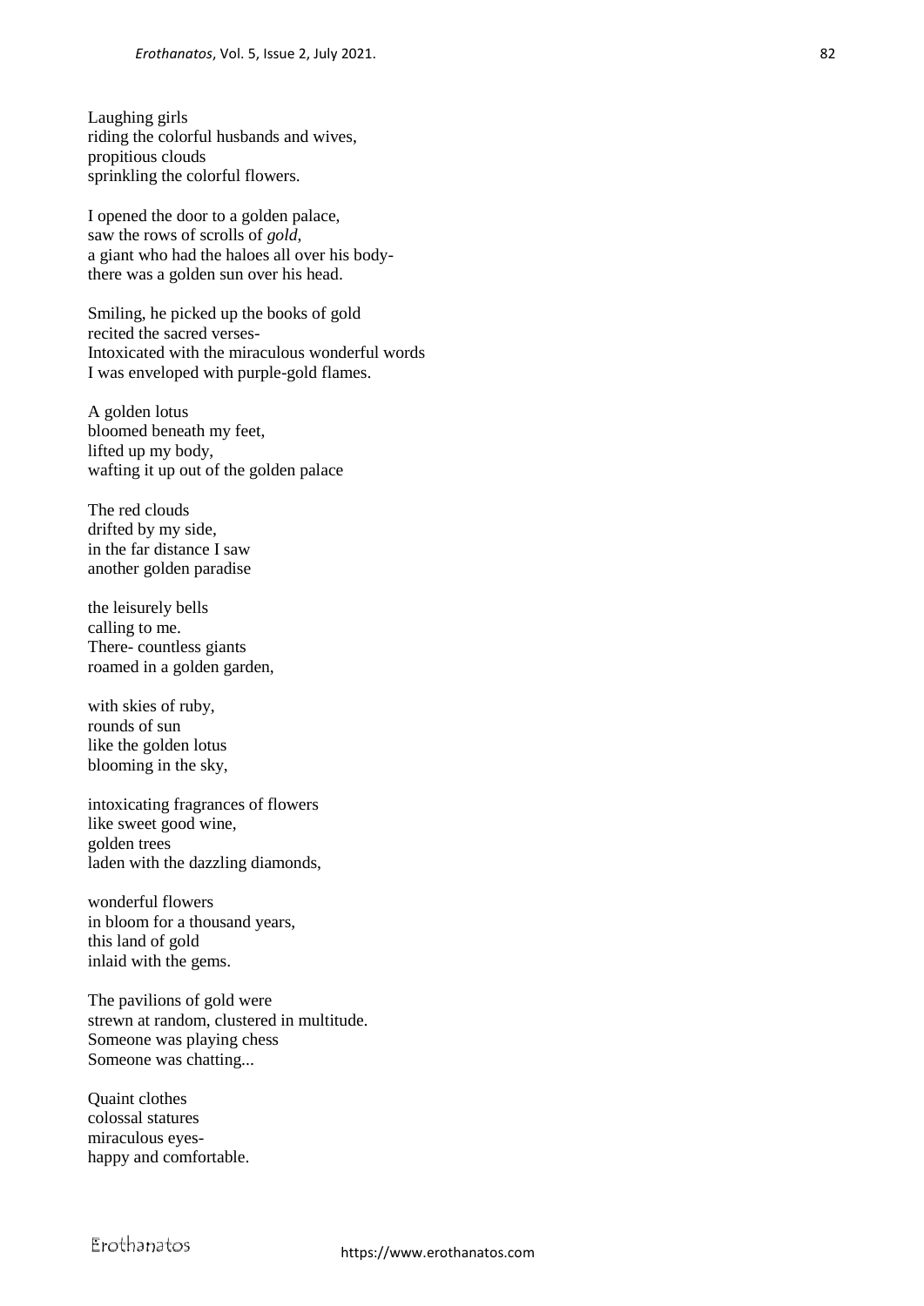Laughing girls  
riding the colorful husbands and wives,  
propitious clouds  
sprinkling the colorful flowers.

I opened the door to a golden palace,  
saw the rows of scrolls of *gold*,  
a giant who had the haloes all over his body-  
there was a golden sun over his head.

Smiling, he picked up the books of gold  
recited the sacred verses-  
Intoxicated with the miraculous wonderful words  
I was enveloped with purple-gold flames.

A golden lotus  
bloomed beneath my feet,  
lifted up my body,  
wafting it up out of the golden palace

The red clouds  
drifted by my side,  
in the far distance I saw  
another golden paradise

the leisurely bells  
calling to me.  
There- countless giants  
roamed in a golden garden,

with skies of ruby,  
rounds of sun  
like the golden lotus  
blooming in the sky,

intoxicating fragrances of flowers  
like sweet good wine,  
golden trees  
laden with the dazzling diamonds,

wonderful flowers  
in bloom for a thousand years,  
this land of gold  
inlaid with the gems.

The pavilions of gold were  
strewn at random, clustered in multitude.  
Someone was playing chess  
Someone was chatting...

Quaint clothes  
colossal statures  
miraculous eyes-  
happy and comfortable.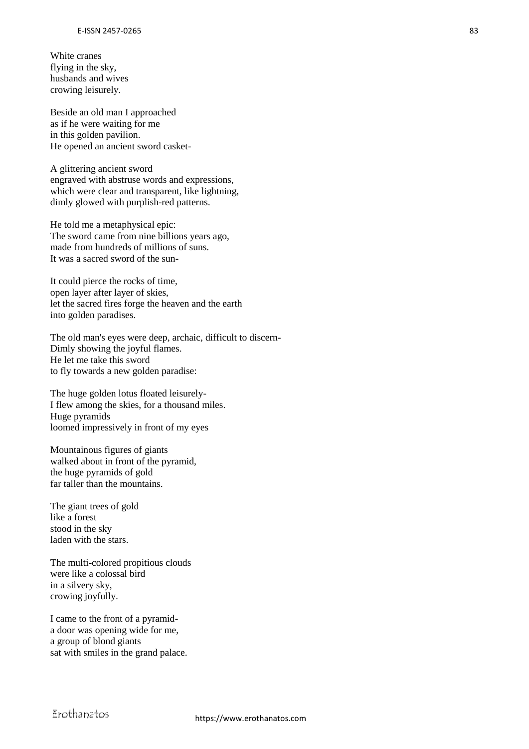White cranes  
flying in the sky,  
husbands and wives  
crowing leisurely.

Beside an old man I approached  
as if he were waiting for me  
in this golden pavilion.  
He opened an ancient sword casket-

A glittering ancient sword  
engraved with abstruse words and expressions,  
which were clear and transparent, like lightning,  
dimly glowed with purplish-red patterns.

He told me a metaphysical epic:  
The sword came from nine billions years ago,  
made from hundreds of millions of suns.  
It was a sacred sword of the sun-

It could pierce the rocks of time,  
open layer after layer of skies,  
let the sacred fires forge the heaven and the earth  
into golden paradises.

The old man's eyes were deep, archaic, difficult to discern-  
Dimly showing the joyful flames.  
He let me take this sword  
to fly towards a new golden paradise:

The huge golden lotus floated leisurely-  
I flew among the skies, for a thousand miles.  
Huge pyramids  
loomed impressively in front of my eyes

Mountainous figures of giants  
walked about in front of the pyramid,  
the huge pyramids of gold  
far taller than the mountains.

The giant trees of gold  
like a forest  
stood in the sky  
laden with the stars.

The multi-colored propitious clouds  
were like a colossal bird  
in a silvery sky,  
crowing joyfully.

I came to the front of a pyramid-  
a door was opening wide for me,  
a group of blond giants  
sat with smiles in the grand palace.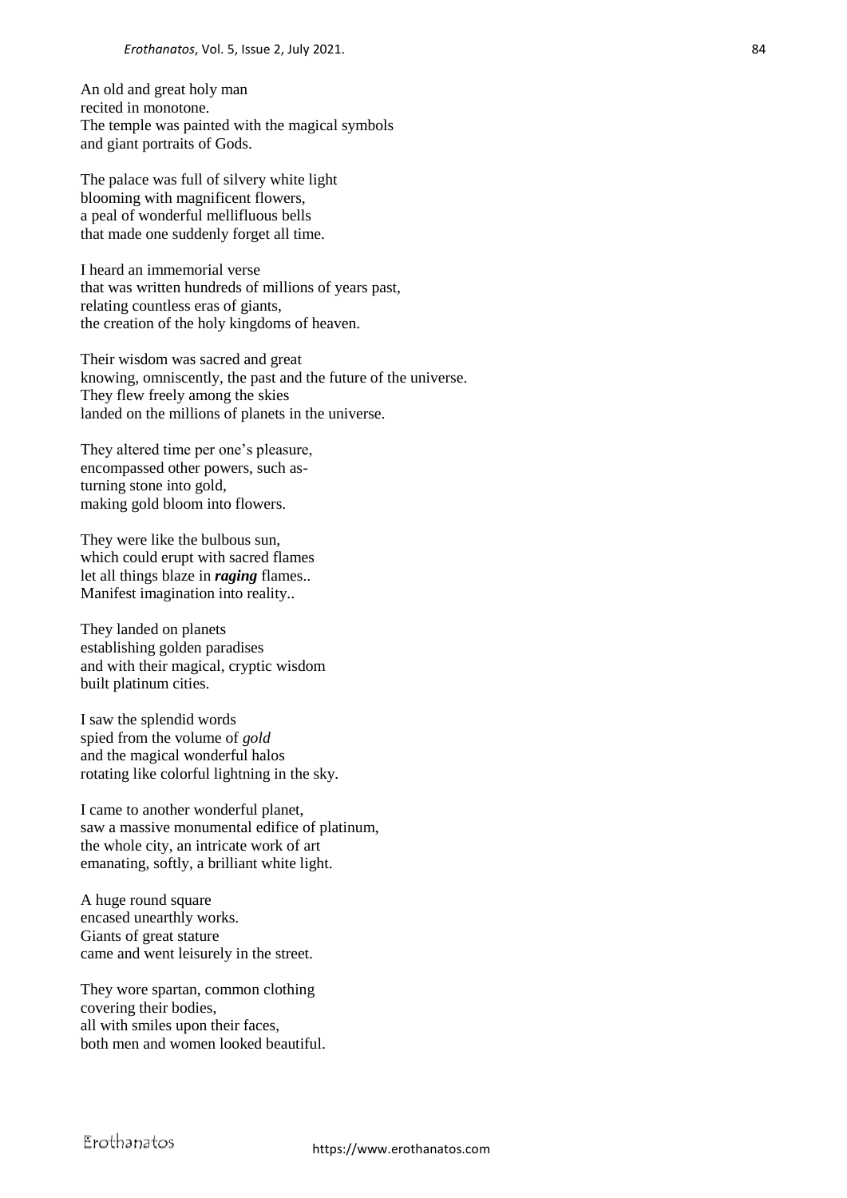An old and great holy man  
recited in monotone.  
The temple was painted with the magical symbols  
and giant portraits of Gods.

The palace was full of silvery white light  
blooming with magnificent flowers,  
a peal of wonderful mellifluous bells  
that made one suddenly forget all time.

I heard an immemorial verse  
that was written hundreds of millions of years past,  
relating countless eras of giants,  
the creation of the holy kingdoms of heaven.

Their wisdom was sacred and great  
knowing, omnisciently, the past and the future of the universe.  
They flew freely among the skies  
landed on the millions of planets in the universe.

They altered time per one's pleasure,  
encompassed other powers, such as-  
turning stone into gold,  
making gold bloom into flowers.

They were like the bulbous sun,  
which could erupt with sacred flames  
let all things blaze in ***raging*** flames..  
Manifest imagination into reality..

They landed on planets  
establishing golden paradises  
and with their magical, cryptic wisdom  
built platinum cities.

I saw the splendid words  
spied from the volume of *gold*  
and the magical wonderful halos  
rotating like colorful lightning in the sky.

I came to another wonderful planet,  
saw a massive monumental edifice of platinum,  
the whole city, an intricate work of art  
emanating, softly, a brilliant white light.

A huge round square  
encased unearthly works.  
Giants of great stature  
came and went leisurely in the street.

They wore spartan, common clothing  
covering their bodies,  
all with smiles upon their faces,  
both men and women looked beautiful.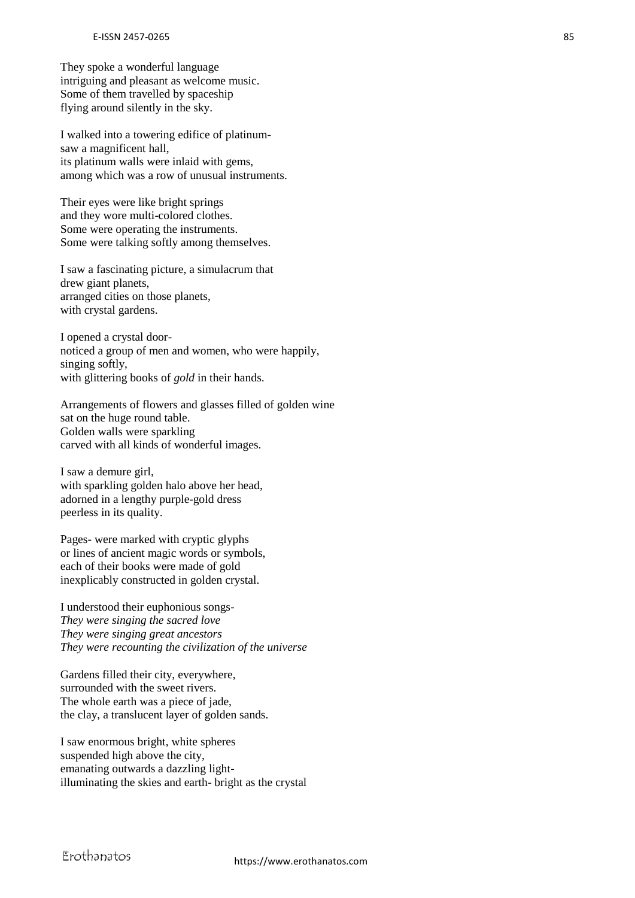They spoke a wonderful language
intriguing and pleasant as welcome music.
Some of them travelled by spaceship
flying around silently in the sky.

I walked into a towering edifice of platinum-
saw a magnificent hall,
its platinum walls were inlaid with gems,
among which was a row of unusual instruments.

Their eyes were like bright springs
and they wore multi-colored clothes.
Some were operating the instruments.
Some were talking softly among themselves.

I saw a fascinating picture, a simulacrum that
drew giant planets,
arranged cities on those planets,
with crystal gardens.

I opened a crystal door-
noticed a group of men and women, who were happily,
singing softly,
with glittering books of *gold* in their hands.

Arrangements of flowers and glasses filled of golden wine
sat on the huge round table.
Golden walls were sparkling
carved with all kinds of wonderful images.

I saw a demure girl,
with sparkling golden halo above her head,
adorned in a lengthy purple-gold dress
peerless in its quality.

Pages- were marked with cryptic glyphs
or lines of ancient magic words or symbols,
each of their books were made of gold
inexplicably constructed in golden crystal.

I understood their euphonious songs-
*They were singing the sacred love*
*They were singing great ancestors*
*They were recounting the civilization of the universe*

Gardens filled their city, everywhere,
surrounded with the sweet rivers.
The whole earth was a piece of jade,
the clay, a translucent layer of golden sands.

I saw enormous bright, white spheres
suspended high above the city,
emanating outwards a dazzling light-
illuminating the skies and earth- bright as the crystal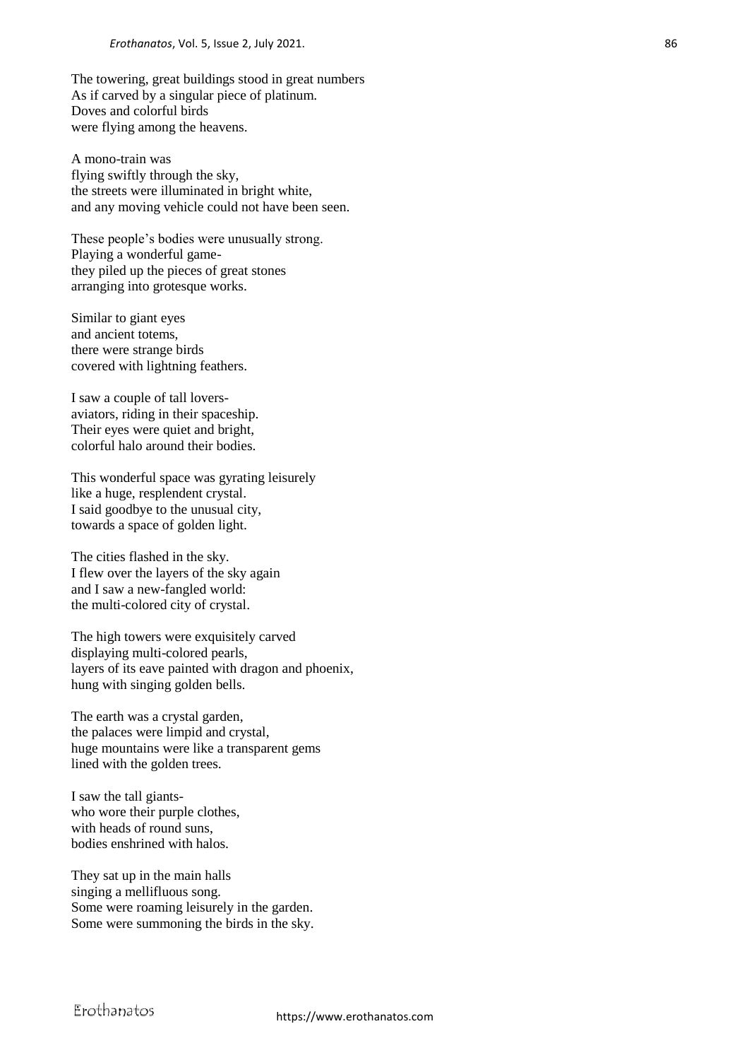The towering, great buildings stood in great numbers  
As if carved by a singular piece of platinum.  
Doves and colorful birds  
were flying among the heavens.

A mono-train was  
flying swiftly through the sky,  
the streets were illuminated in bright white,  
and any moving vehicle could not have been seen.

These people's bodies were unusually strong.  
Playing a wonderful game-  
they piled up the pieces of great stones  
arranging into grotesque works.

Similar to giant eyes  
and ancient totems,  
there were strange birds  
covered with lightning feathers.

I saw a couple of tall lovers-  
aviators, riding in their spaceship.  
Their eyes were quiet and bright,  
colorful halo around their bodies.

This wonderful space was gyrating leisurely  
like a huge, resplendent crystal.  
I said goodbye to the unusual city,  
towards a space of golden light.

The cities flashed in the sky.  
I flew over the layers of the sky again  
and I saw a new-fangled world:  
the multi-colored city of crystal.

The high towers were exquisitely carved  
displaying multi-colored pearls,  
layers of its eave painted with dragon and phoenix,  
hung with singing golden bells.

The earth was a crystal garden,  
the palaces were limpid and crystal,  
huge mountains were like a transparent gems  
lined with the golden trees.

I saw the tall giants-  
who wore their purple clothes,  
with heads of round suns,  
bodies enshrined with halos.

They sat up in the main halls  
singing a mellifluous song.  
Some were roaming leisurely in the garden.  
Some were summoning the birds in the sky.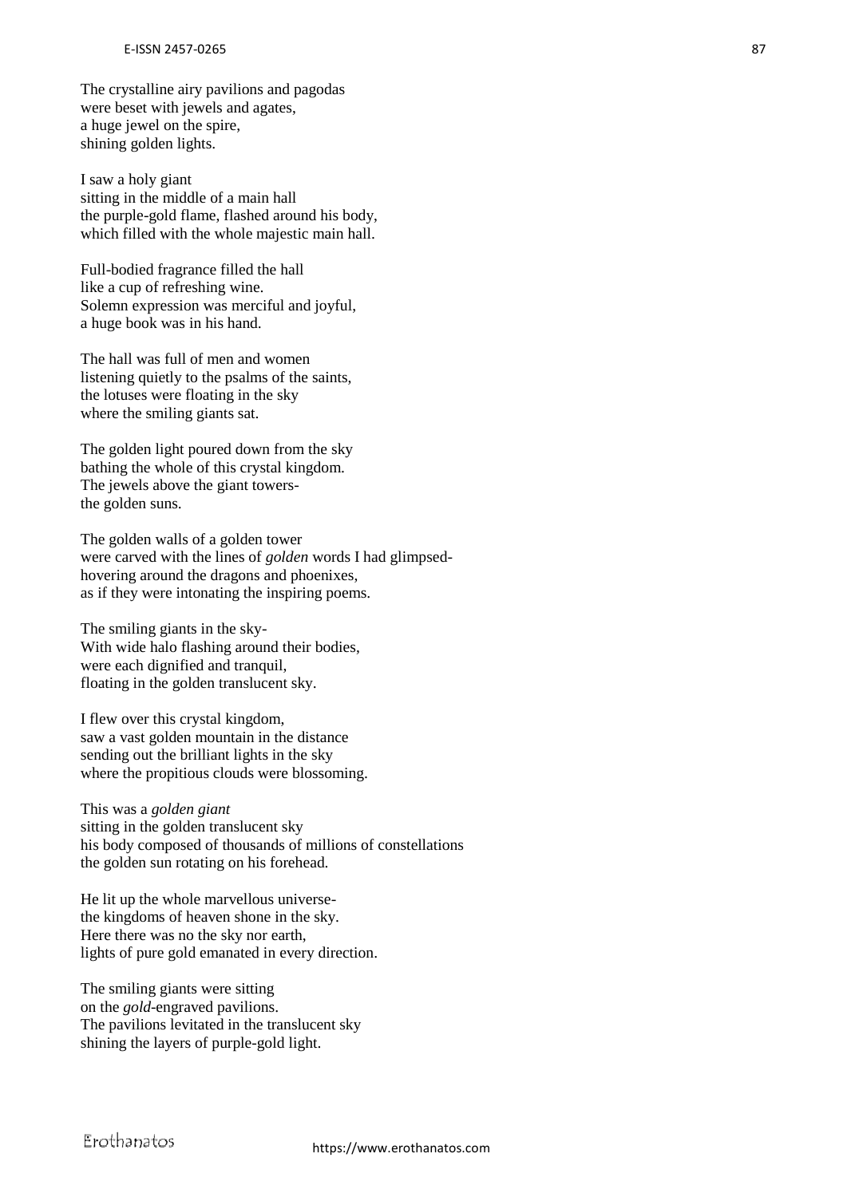The crystalline airy pavilions and pagodas
were beset with jewels and agates,
a huge jewel on the spire,
shining golden lights.

I saw a holy giant
sitting in the middle of a main hall
the purple-gold flame, flashed around his body,
which filled with the whole majestic main hall.

Full-bodied fragrance filled the hall
like a cup of refreshing wine.
Solemn expression was merciful and joyful,
a huge book was in his hand.

The hall was full of men and women
listening quietly to the psalms of the saints,
the lotuses were floating in the sky
where the smiling giants sat.

The golden light poured down from the sky
bathing the whole of this crystal kingdom.
The jewels above the giant towers-
the golden suns.

The golden walls of a golden tower
were carved with the lines of *golden* words I had glimpsed-
hovering around the dragons and phoenixes,
as if they were intonating the inspiring poems.

The smiling giants in the sky-
With wide halo flashing around their bodies,
were each dignified and tranquil,
floating in the golden translucent sky.

I flew over this crystal kingdom,
saw a vast golden mountain in the distance
sending out the brilliant lights in the sky
where the propitious clouds were blossoming.

This was a *golden giant*
sitting in the golden translucent sky
his body composed of thousands of millions of constellations
the golden sun rotating on his forehead.

He lit up the whole marvellous universe-
the kingdoms of heaven shone in the sky.
Here there was no the sky nor earth,
lights of pure gold emanated in every direction.

The smiling giants were sitting
on the *gold*-engraved pavilions.
The pavilions levitated in the translucent sky
shining the layers of purple-gold light.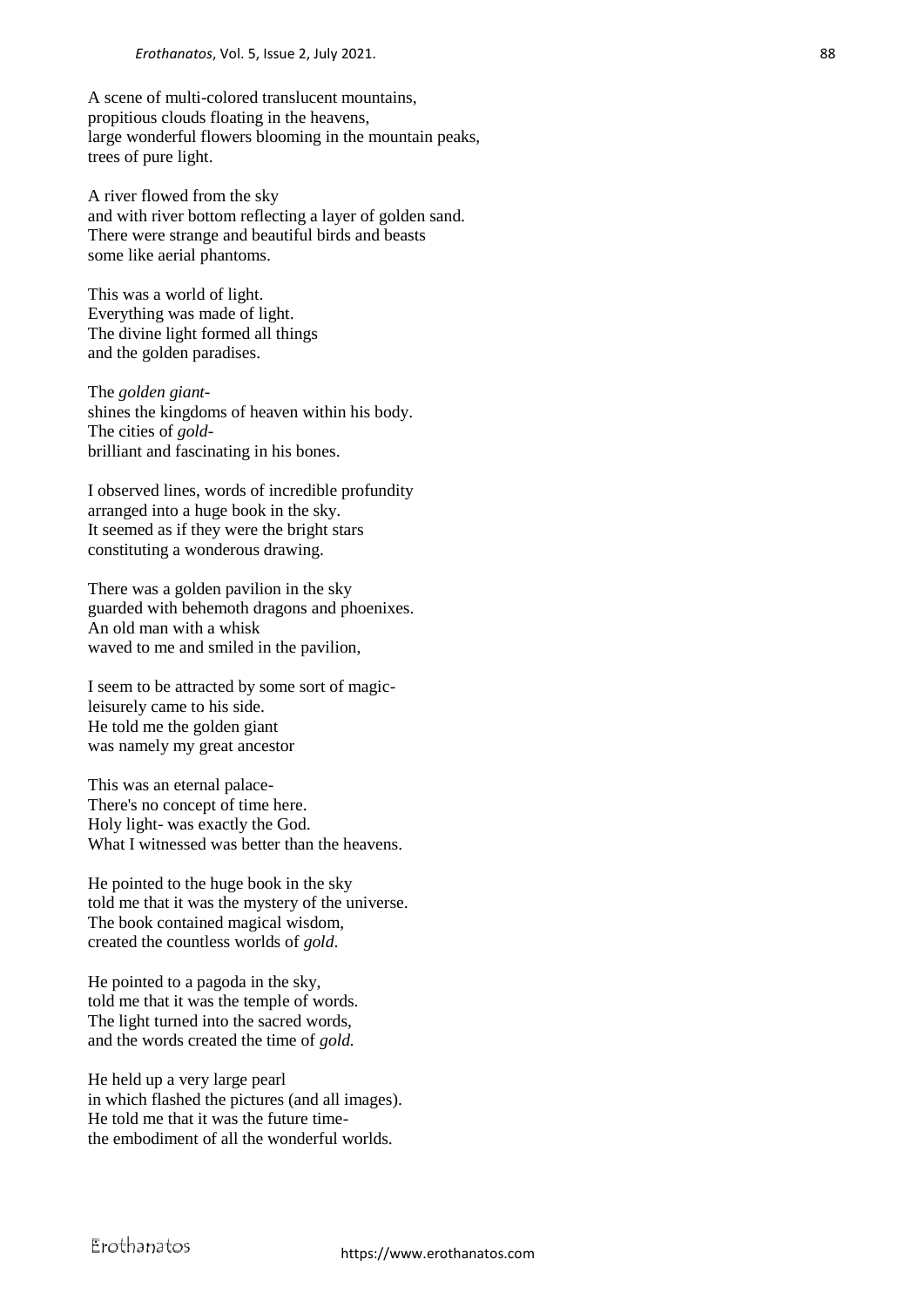A scene of multi-colored translucent mountains,
propitious clouds floating in the heavens,
large wonderful flowers blooming in the mountain peaks,
trees of pure light.

A river flowed from the sky
and with river bottom reflecting a layer of golden sand.
There were strange and beautiful birds and beasts
some like aerial phantoms.

This was a world of light.
Everything was made of light.
The divine light formed all things
and the golden paradises.

The *golden giant*-
shines the kingdoms of heaven within his body.
The cities of *gold*-
brilliant and fascinating in his bones.

I observed lines, words of incredible profundity
arranged into a huge book in the sky.
It seemed as if they were the bright stars
constituting a wonderous drawing.

There was a golden pavilion in the sky
guarded with behemoth dragons and phoenixes.
An old man with a whisk
waved to me and smiled in the pavilion,

I seem to be attracted by some sort of magic-
leisurely came to his side.
He told me the golden giant
was namely my great ancestor

This was an eternal palace-
There's no concept of time here.
Holy light- was exactly the God.
What I witnessed was better than the heavens.

He pointed to the huge book in the sky
told me that it was the mystery of the universe.
The book contained magical wisdom,
created the countless worlds of *gold*.

He pointed to a pagoda in the sky,
told me that it was the temple of words.
The light turned into the sacred words,
and the words created the time of *gold.*

He held up a very large pearl
in which flashed the pictures (and all images).
He told me that it was the future time-
the embodiment of all the wonderful worlds.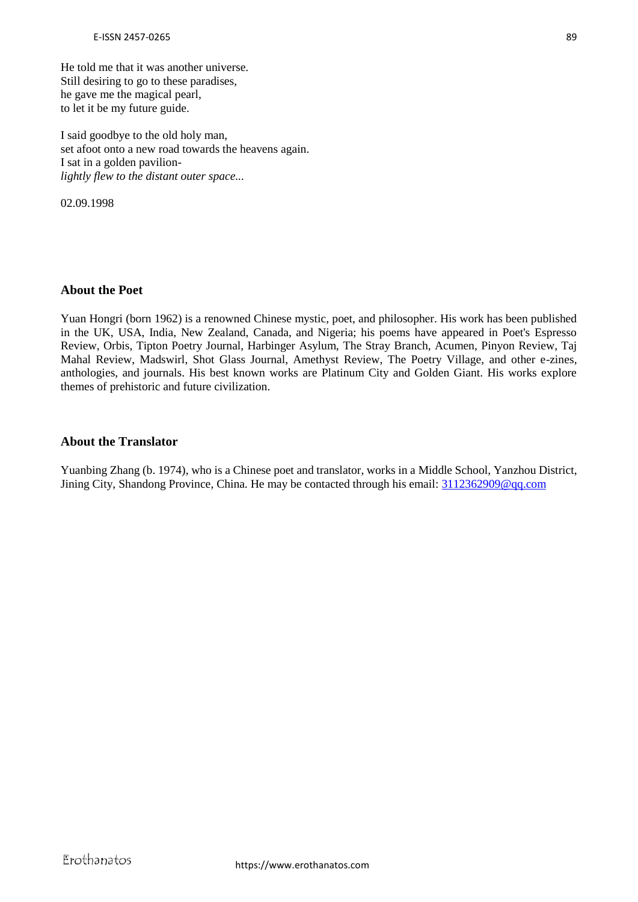He told me that it was another universe.
Still desiring to go to these paradises,
he gave me the magical pearl,
to let it be my future guide.

I said goodbye to the old holy man,
set afoot onto a new road towards the heavens again.
I sat in a golden pavilion-
*lightly flew to the distant outer space...*

02.09.1998

## About the Poet

Yuan Hongri (born 1962) is a renowned Chinese mystic, poet, and philosopher. His work has been published in the UK, USA, India, New Zealand, Canada, and Nigeria; his poems have appeared in Poet's Espresso Review, Orbis, Tipton Poetry Journal, Harbinger Asylum, The Stray Branch, Acumen, Pinyon Review, Taj Mahal Review, Madswirl, Shot Glass Journal, Amethyst Review, The Poetry Village, and other e-zines, anthologies, and journals. His best known works are Platinum City and Golden Giant. His works explore themes of prehistoric and future civilization.

## About the Translator

Yuanbing Zhang (b. 1974), who is a Chinese poet and translator, works in a Middle School, Yanzhou District, Jining City, Shandong Province, China. He may be contacted through his email: 3112362909@qq.com